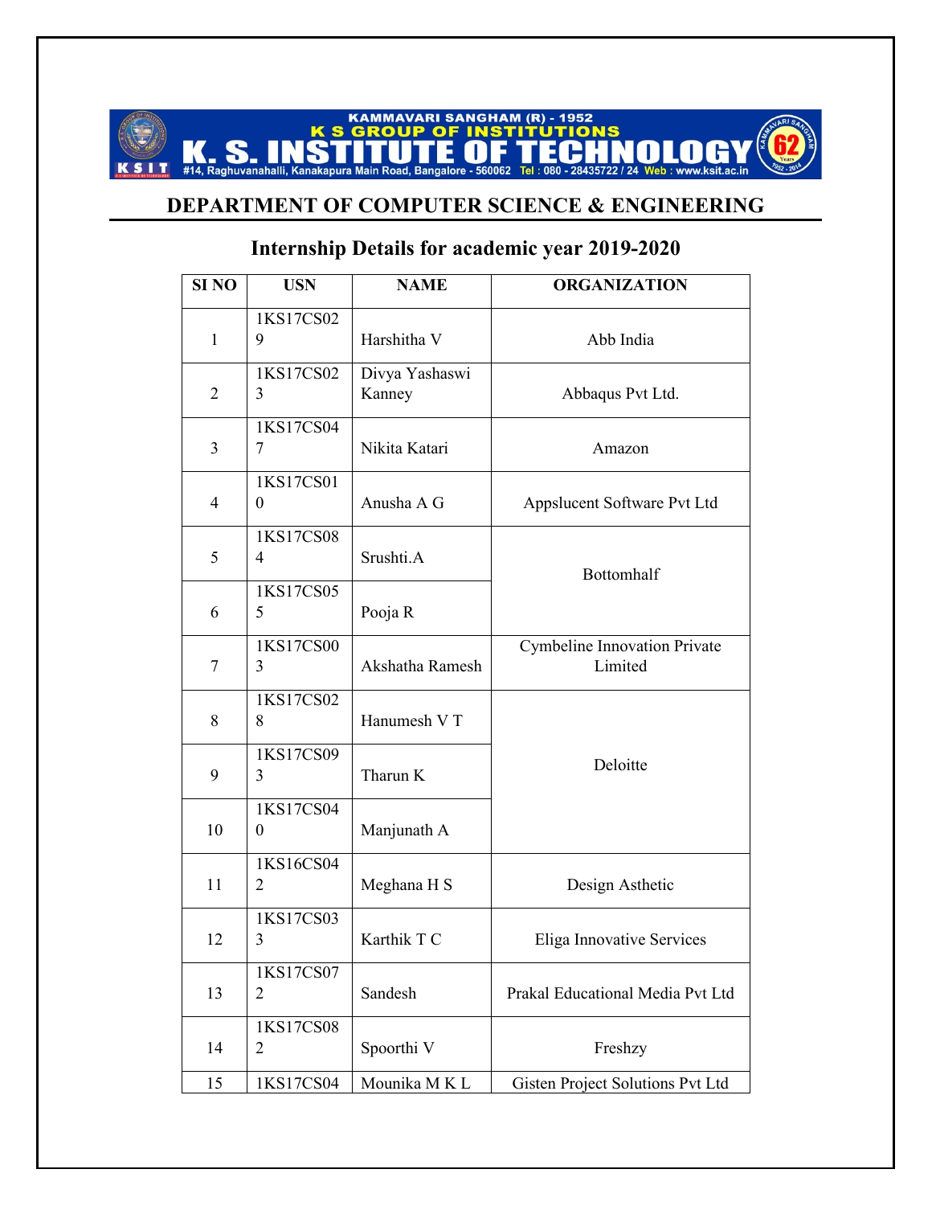KAMMAVARI SANGHAM (R) - 1952
K S GROUP OF INSTITUTIONS
# K. S. INSTITUTE OF TECHNOLOGY
#14, Raghuvanahalli, Kanakapura Main Road, Bangalore - 560062 Tel : 080 - 28435722 / 24 Web : www.ksit.ac.in

## DEPARTMENT OF COMPUTER SCIENCE & ENGINEERING

## Internship Details for academic year 2019-2020

| SI NO | USN | NAME | ORGANIZATION |
|---|---|---|---|
| 1 | 1KS17CS029 | Harshitha V | Abb India |
| 2 | 1KS17CS023 | Divya Yashaswi Kanney | Abbaqus Pvt Ltd. |
| 3 | 1KS17CS047 | Nikita Katari | Amazon |
| 4 | 1KS17CS010 | Anusha A G | Appslucent Software Pvt Ltd |
| 5 | 1KS17CS084 | Srushti.A | Bottomhalf |
| 6 | 1KS17CS055 | Pooja R | |
| 7 | 1KS17CS003 | Akshatha Ramesh | Cymbeline Innovation Private Limited |
| 8 | 1KS17CS028 | Hanumesh V T | Deloitte |
| 9 | 1KS17CS093 | Tharun K | |
| 10 | 1KS17CS040 | Manjunath A | |
| 11 | 1KS16CS042 | Meghana H S | Design Asthetic |
| 12 | 1KS17CS033 | Karthik T C | Eliga Innovative Services |
| 13 | 1KS17CS072 | Sandesh | Prakal Educational Media Pvt Ltd |
| 14 | 1KS17CS082 | Spoorthi V | Freshzy |
| 15 | 1KS17CS04 | Mounika M K L | Gisten Project Solutions Pvt Ltd |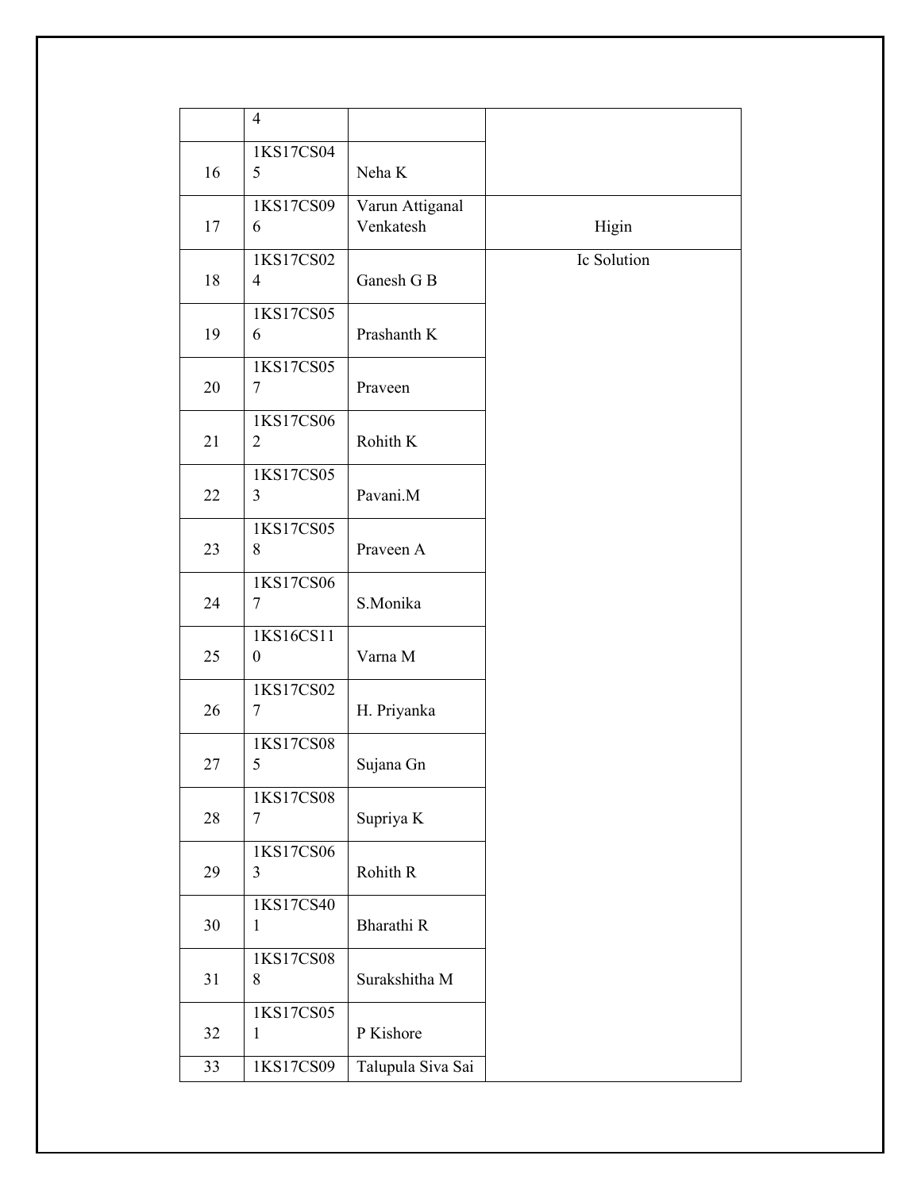| | 4 | | |
|---|---|---|---|
| 16 | 1KS17CS045 | Neha K | |
| 17 | 1KS17CS096 | Varun Attiganal Venkatesh | Higin |
| 18 | 1KS17CS024 | Ganesh G B | Ic Solution |
| 19 | 1KS17CS056 | Prashanth K | |
| 20 | 1KS17CS057 | Praveen | |
| 21 | 1KS17CS062 | Rohith K | |
| 22 | 1KS17CS053 | Pavani.M | |
| 23 | 1KS17CS058 | Praveen A | |
| 24 | 1KS17CS067 | S.Monika | |
| 25 | 1KS16CS110 | Varna M | |
| 26 | 1KS17CS027 | H. Priyanka | |
| 27 | 1KS17CS085 | Sujana Gn | |
| 28 | 1KS17CS087 | Supriya K | |
| 29 | 1KS17CS063 | Rohith R | |
| 30 | 1KS17CS401 | Bharathi R | |
| 31 | 1KS17CS088 | Surakshitha M | |
| 32 | 1KS17CS051 | P Kishore | |
| 33 | 1KS17CS09 | Talupula Siva Sai | |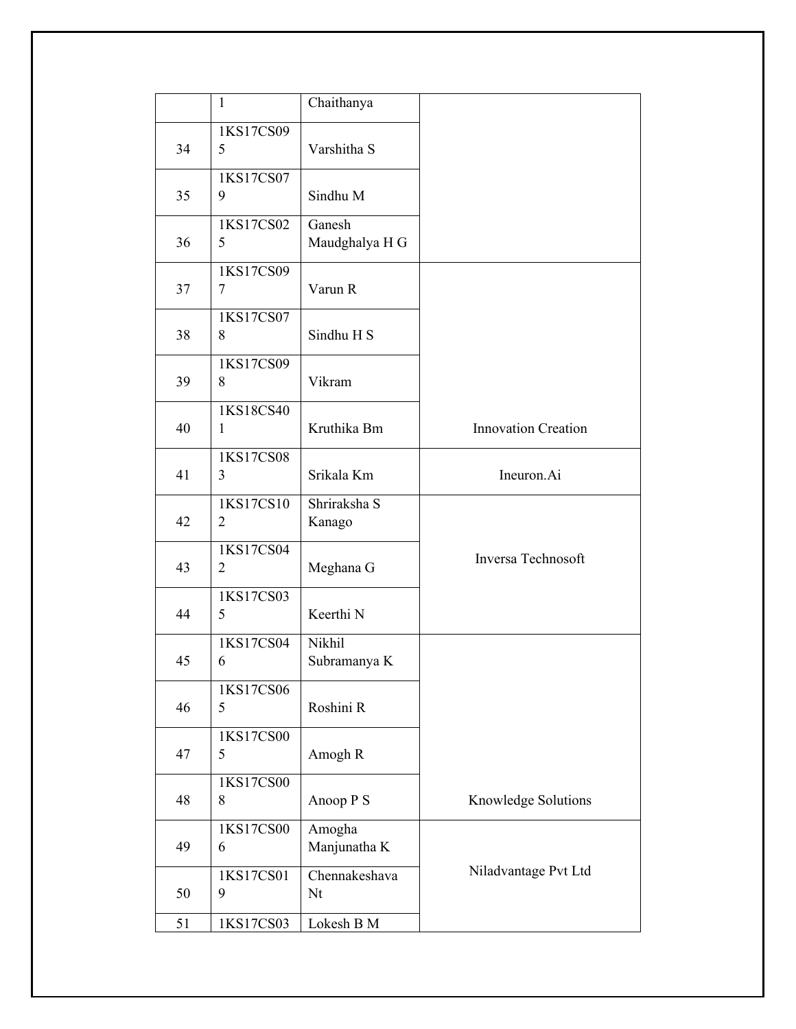|  | 1 | Chaithanya |  |
|---|---|---|---|
| 34 | 1KS17CS095 | Varshitha S |  |
| 35 | 1KS17CS079 | Sindhu M |  |
| 36 | 1KS17CS025 | Ganesh Maudghalya H G |  |
| 37 | 1KS17CS097 | Varun R | Innovation Creation |
| 38 | 1KS17CS078 | Sindhu H S | |
| 39 | 1KS17CS098 | Vikram | |
| 40 | 1KS18CS401 | Kruthika Bm | |
| 41 | 1KS17CS083 | Srikala Km | Ineuron.Ai |
| 42 | 1KS17CS102 | Shriraksha S Kanago | Inversa Technosoft |
| 43 | 1KS17CS042 | Meghana G | |
| 44 | 1KS17CS035 | Keerthi N | |
| 45 | 1KS17CS046 | Nikhil Subramanya K | Knowledge Solutions |
| 46 | 1KS17CS065 | Roshini R | |
| 47 | 1KS17CS005 | Amogh R | |
| 48 | 1KS17CS008 | Anoop P S | |
| 49 | 1KS17CS006 | Amogha Manjunatha K | Niladvantage Pvt Ltd |
| 50 | 1KS17CS019 | Chennakeshava Nt | |
| 51 | 1KS17CS03 | Lokesh B M | |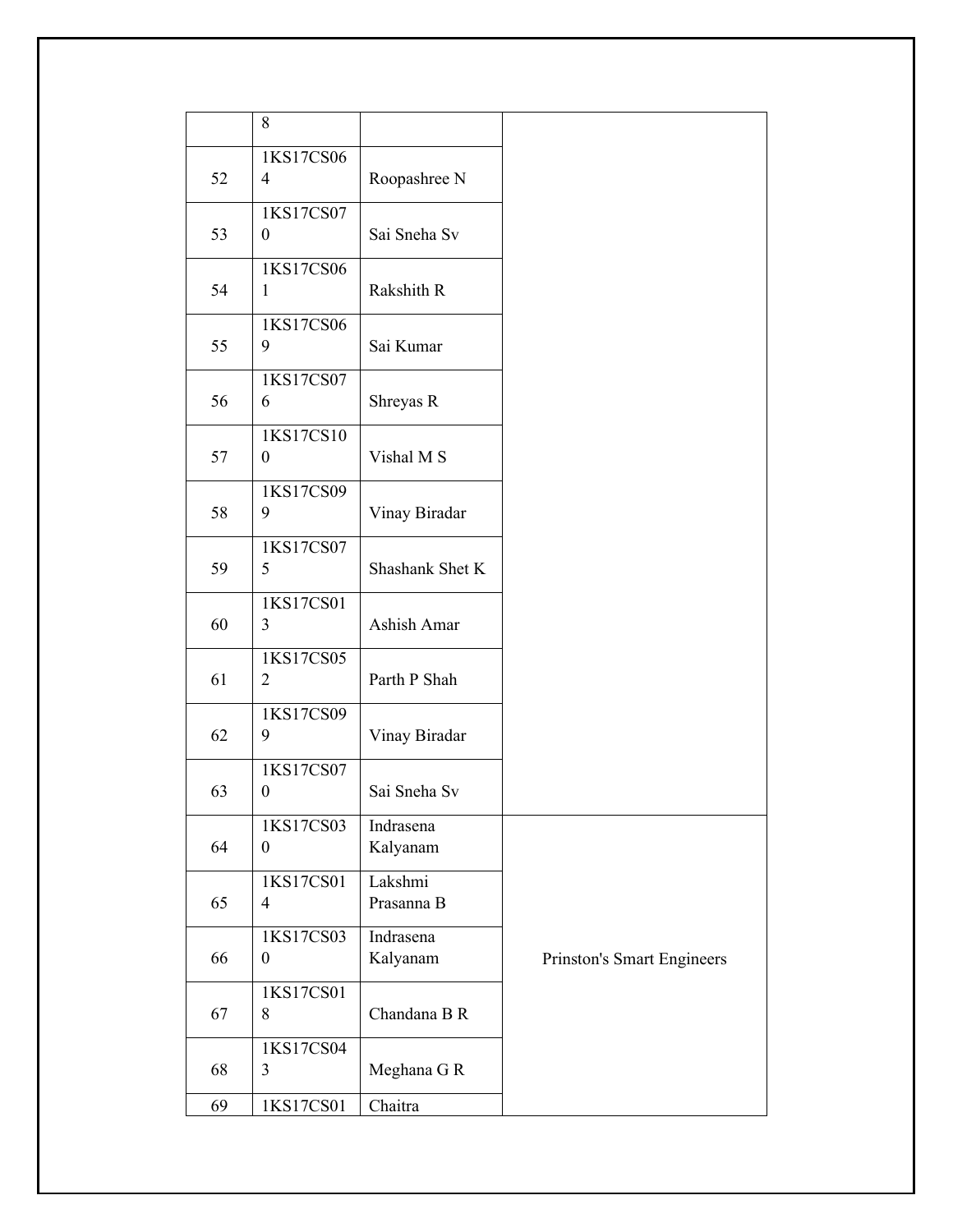| | 8 | | |
|---|---|---|---|
| 52 | 1KS17CS064 | Roopashree N | |
| 53 | 1KS17CS070 | Sai Sneha Sv | |
| 54 | 1KS17CS061 | Rakshith R | |
| 55 | 1KS17CS069 | Sai Kumar | |
| 56 | 1KS17CS076 | Shreyas R | |
| 57 | 1KS17CS100 | Vishal M S | |
| 58 | 1KS17CS099 | Vinay Biradar | |
| 59 | 1KS17CS075 | Shashank Shet K | |
| 60 | 1KS17CS013 | Ashish Amar | |
| 61 | 1KS17CS052 | Parth P Shah | |
| 62 | 1KS17CS099 | Vinay Biradar | |
| 63 | 1KS17CS070 | Sai Sneha Sv | |
| 64 | 1KS17CS030 | Indrasena Kalyanam | Prinston's Smart Engineers |
| 65 | 1KS17CS014 | Lakshmi Prasanna B | |
| 66 | 1KS17CS030 | Indrasena Kalyanam | |
| 67 | 1KS17CS018 | Chandana B R | |
| 68 | 1KS17CS043 | Meghana G R | |
| 69 | 1KS17CS01 | Chaitra | |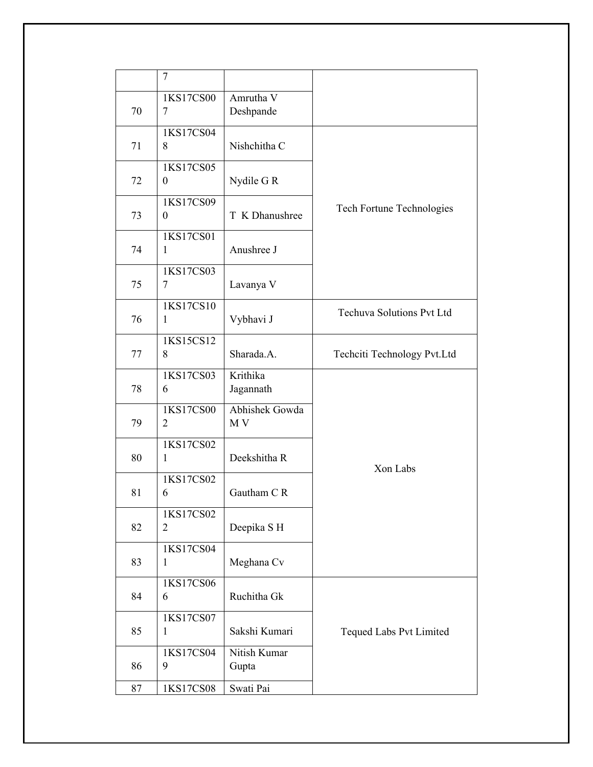| | 7 | | |
|---|---|---|---|
| 70 | 1KS17CS007 | Amrutha V Deshpande | |
| 71 | 1KS17CS048 | Nishchitha C | Tech Fortune Technologies |
| 72 | 1KS17CS050 | Nydile G R | |
| 73 | 1KS17CS090 | T K Dhanushree | |
| 74 | 1KS17CS011 | Anushree J | |
| 75 | 1KS17CS037 | Lavanya V | |
| 76 | 1KS17CS101 | Vybhavi J | Techuva Solutions Pvt Ltd |
| 77 | 1KS15CS128 | Sharada.A. | Techciti Technology Pvt.Ltd |
| 78 | 1KS17CS036 | Krithika Jagannath | Xon Labs |
| 79 | 1KS17CS002 | Abhishek Gowda M V | |
| 80 | 1KS17CS021 | Deekshitha R | |
| 81 | 1KS17CS026 | Gautham C R | |
| 82 | 1KS17CS022 | Deepika S H | |
| 83 | 1KS17CS041 | Meghana Cv | |
| 84 | 1KS17CS066 | Ruchitha Gk | Tequed Labs Pvt Limited |
| 85 | 1KS17CS071 | Sakshi Kumari | |
| 86 | 1KS17CS049 | Nitish Kumar Gupta | |
| 87 | 1KS17CS08 | Swati Pai | |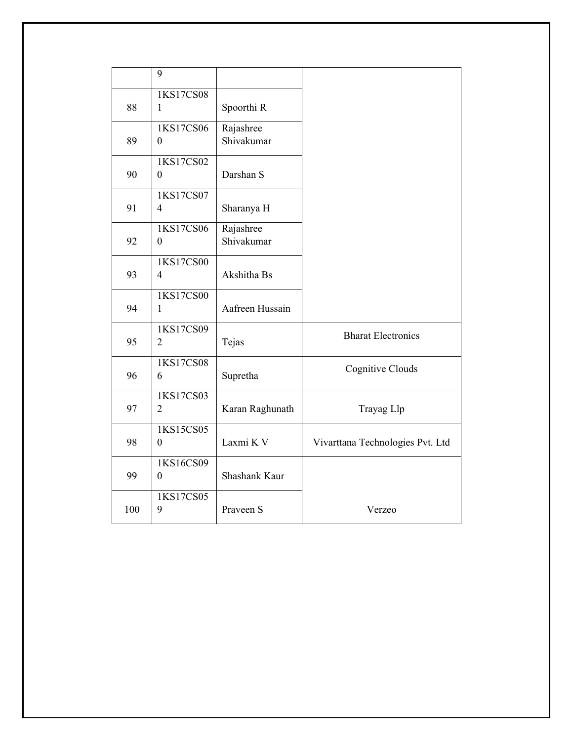| | | | |
|---|---|---|---|
| | 9 | | |
| 88 | 1KS17CS081 | Spoorthi R | |
| 89 | 1KS17CS060 | Rajashree Shivakumar | |
| 90 | 1KS17CS020 | Darshan S | |
| 91 | 1KS17CS074 | Sharanya H | |
| 92 | 1KS17CS060 | Rajashree Shivakumar | |
| 93 | 1KS17CS004 | Akshitha Bs | |
| 94 | 1KS17CS001 | Aafreen Hussain | |
| 95 | 1KS17CS092 | Tejas | Bharat Electronics |
| 96 | 1KS17CS086 | Supretha | Cognitive Clouds |
| 97 | 1KS17CS032 | Karan Raghunath | Trayag Llp |
| 98 | 1KS15CS050 | Laxmi K V | Vivarttana Technologies Pvt. Ltd |
| 99 | 1KS16CS090 | Shashank Kaur | Verzeo |
| 100 | 1KS17CS059 | Praveen S | |